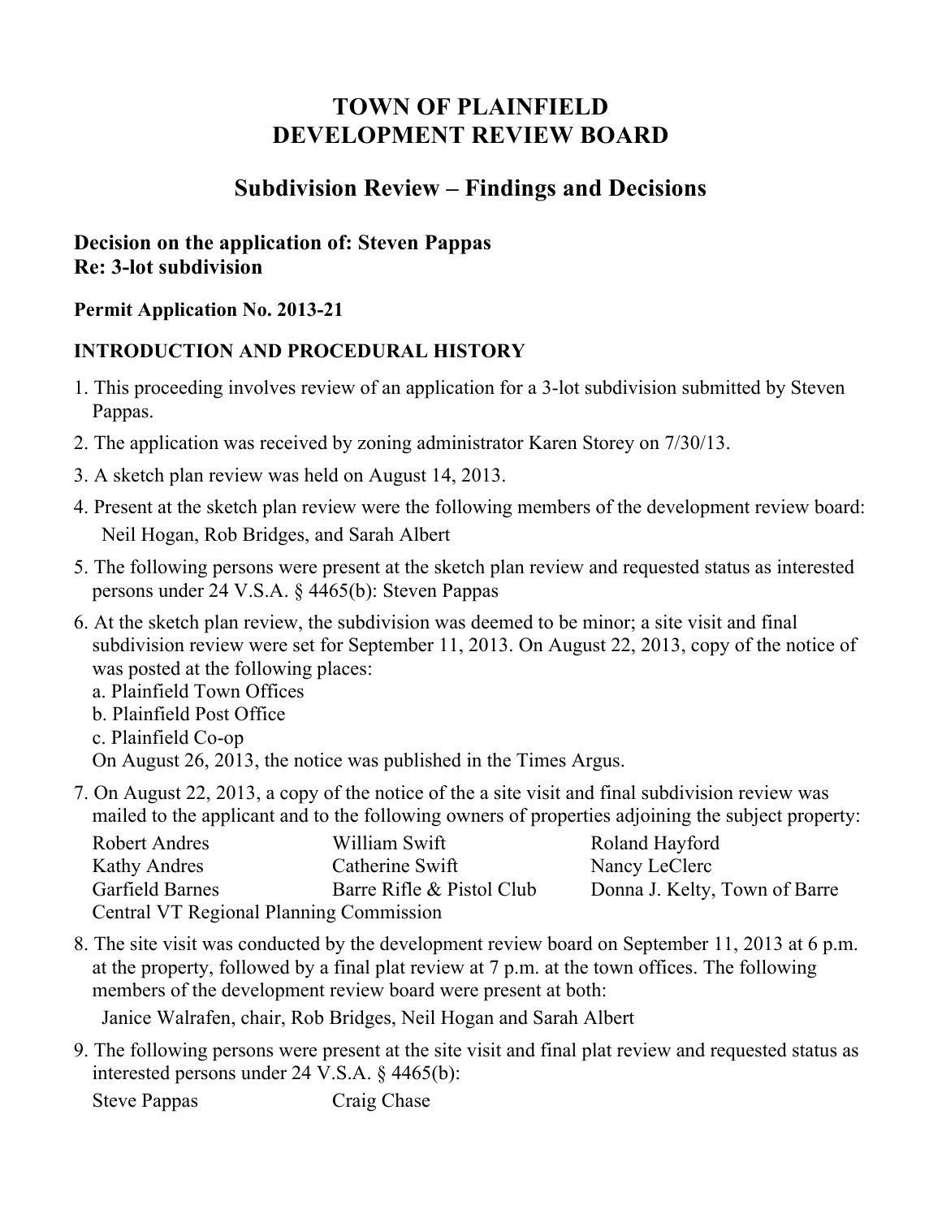# TOWN OF PLAINFIELD
# DEVELOPMENT REVIEW BOARD

## Subdivision Review – Findings and Decisions

### Decision on the application of: Steven Pappas
### Re: 3-lot subdivision

**Permit Application No. 2013-21**

**INTRODUCTION AND PROCEDURAL HISTORY**

1. This proceeding involves review of an application for a 3-lot subdivision submitted by Steven Pappas.
2. The application was received by zoning administrator Karen Storey on 7/30/13.
3. A sketch plan review was held on August 14, 2013.
4. Present at the sketch plan review were the following members of the development review board:
   Neil Hogan, Rob Bridges, and Sarah Albert
5. The following persons were present at the sketch plan review and requested status as interested persons under 24 V.S.A. § 4465(b): Steven Pappas
6. At the sketch plan review, the subdivision was deemed to be minor; a site visit and final subdivision review were set for September 11, 2013. On August 22, 2013, copy of the notice of was posted at the following places:
   a. Plainfield Town Offices
   b. Plainfield Post Office
   c. Plainfield Co-op
   On August 26, 2013, the notice was published in the Times Argus.
7. On August 22, 2013, a copy of the notice of the a site visit and final subdivision review was mailed to the applicant and to the following owners of properties adjoining the subject property:

   | | | |
   |---|---|---|
   | Robert Andres | William Swift | Roland Hayford |
   | Kathy Andres | Catherine Swift | Nancy LeClerc |
   | Garfield Barnes | Barre Rifle & Pistol Club | Donna J. Kelty, Town of Barre |

   Central VT Regional Planning Commission
8. The site visit was conducted by the development review board on September 11, 2013 at 6 p.m. at the property, followed by a final plat review at 7 p.m. at the town offices. The following members of the development review board were present at both:
   Janice Walrafen, chair, Rob Bridges, Neil Hogan and Sarah Albert
9. The following persons were present at the site visit and final plat review and requested status as interested persons under 24 V.S.A. § 4465(b):
   Steve Pappas    Craig Chase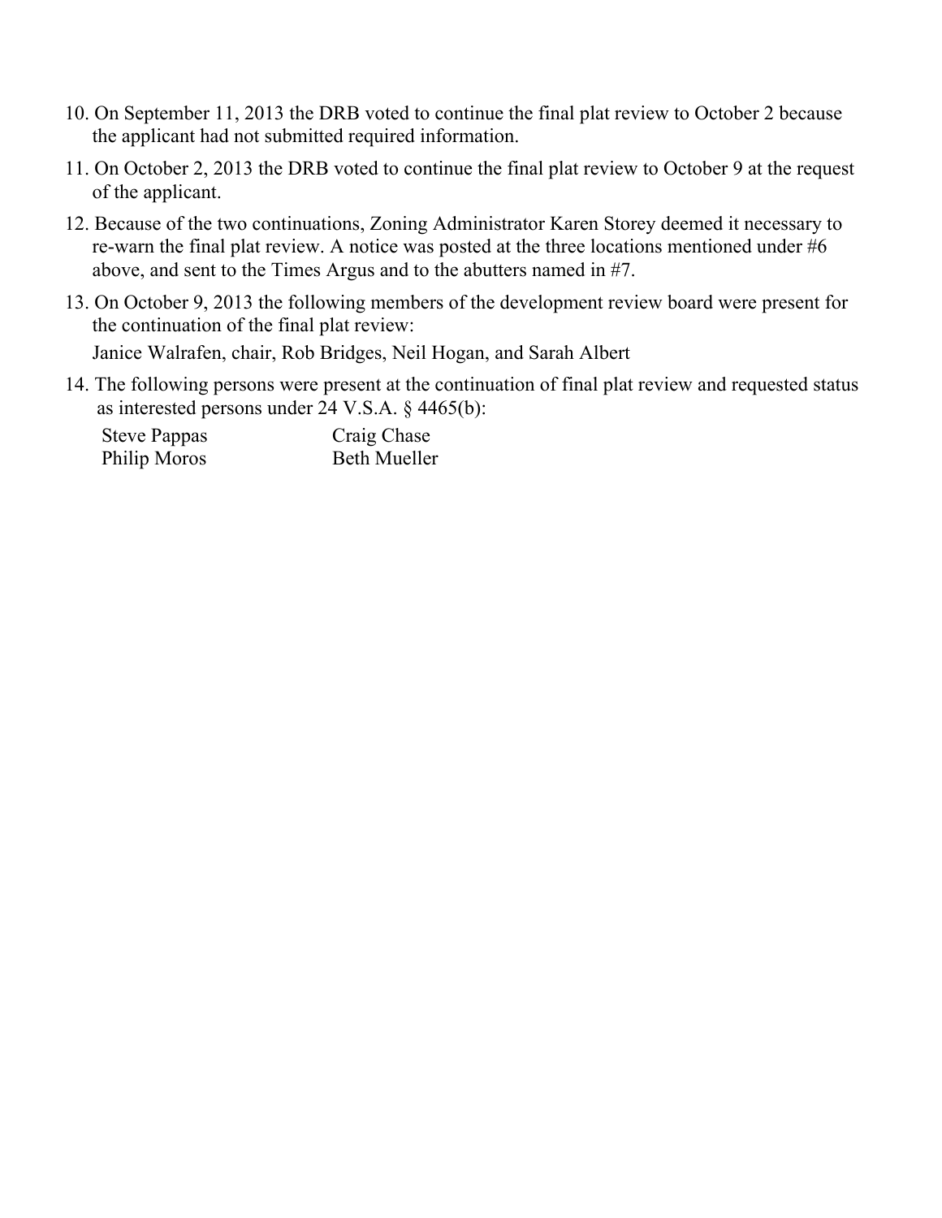10. On September 11, 2013 the DRB voted to continue the final plat review to October 2 because the applicant had not submitted required information.

11. On October 2, 2013 the DRB voted to continue the final plat review to October 9 at the request of the applicant.

12. Because of the two continuations, Zoning Administrator Karen Storey deemed it necessary to re-warn the final plat review. A notice was posted at the three locations mentioned under #6 above, and sent to the Times Argus and to the abutters named in #7.

13. On October 9, 2013 the following members of the development review board were present for the continuation of the final plat review:

    Janice Walrafen, chair, Rob Bridges, Neil Hogan, and Sarah Albert

14. The following persons were present at the continuation of final plat review and requested status as interested persons under 24 V.S.A. § 4465(b):

    | | |
    |---|---|
    | Steve Pappas | Craig Chase |
    | Philip Moros | Beth Mueller |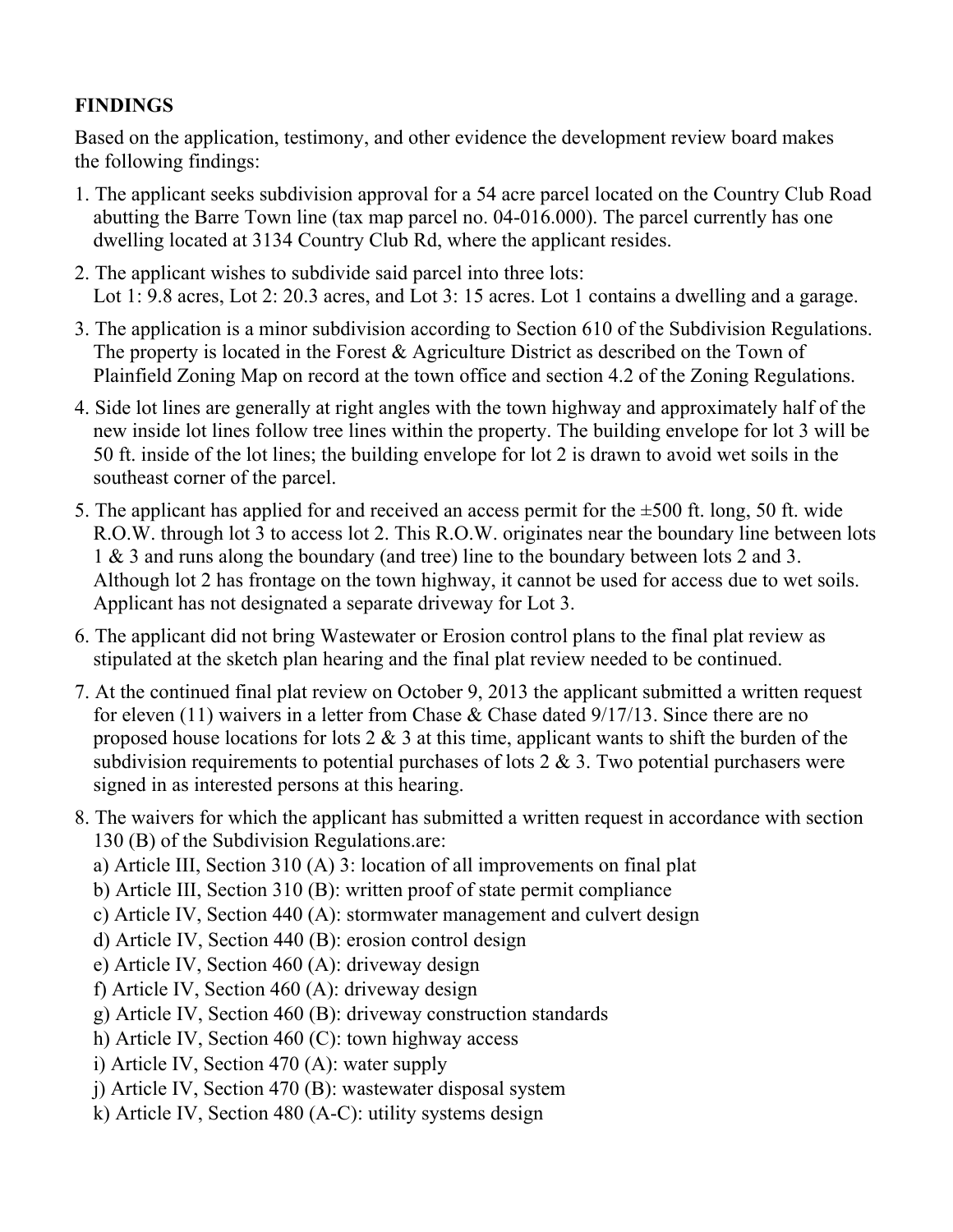**FINDINGS**

Based on the application, testimony, and other evidence the development review board makes the following findings:

1. The applicant seeks subdivision approval for a 54 acre parcel located on the Country Club Road abutting the Barre Town line (tax map parcel no. 04-016.000). The parcel currently has one dwelling located at 3134 Country Club Rd, where the applicant resides.
2. The applicant wishes to subdivide said parcel into three lots:
   Lot 1: 9.8 acres, Lot 2: 20.3 acres, and Lot 3: 15 acres. Lot 1 contains a dwelling and a garage.
3. The application is a minor subdivision according to Section 610 of the Subdivision Regulations. The property is located in the Forest & Agriculture District as described on the Town of Plainfield Zoning Map on record at the town office and section 4.2 of the Zoning Regulations.
4. Side lot lines are generally at right angles with the town highway and approximately half of the new inside lot lines follow tree lines within the property. The building envelope for lot 3 will be 50 ft. inside of the lot lines; the building envelope for lot 2 is drawn to avoid wet soils in the southeast corner of the parcel.
5. The applicant has applied for and received an access permit for the ±500 ft. long, 50 ft. wide R.O.W. through lot 3 to access lot 2. This R.O.W. originates near the boundary line between lots 1 & 3 and runs along the boundary (and tree) line to the boundary between lots 2 and 3. Although lot 2 has frontage on the town highway, it cannot be used for access due to wet soils. Applicant has not designated a separate driveway for Lot 3.
6. The applicant did not bring Wastewater or Erosion control plans to the final plat review as stipulated at the sketch plan hearing and the final plat review needed to be continued.
7. At the continued final plat review on October 9, 2013 the applicant submitted a written request for eleven (11) waivers in a letter from Chase & Chase dated 9/17/13. Since there are no proposed house locations for lots 2 & 3 at this time, applicant wants to shift the burden of the subdivision requirements to potential purchases of lots 2 & 3. Two potential purchasers were signed in as interested persons at this hearing.
8. The waivers for which the applicant has submitted a written request in accordance with section 130 (B) of the Subdivision Regulations.are:
   a) Article III, Section 310 (A) 3: location of all improvements on final plat
   b) Article III, Section 310 (B): written proof of state permit compliance
   c) Article IV, Section 440 (A): stormwater management and culvert design
   d) Article IV, Section 440 (B): erosion control design
   e) Article IV, Section 460 (A): driveway design
   f) Article IV, Section 460 (A): driveway design
   g) Article IV, Section 460 (B): driveway construction standards
   h) Article IV, Section 460 (C): town highway access
   i) Article IV, Section 470 (A): water supply
   j) Article IV, Section 470 (B): wastewater disposal system
   k) Article IV, Section 480 (A-C): utility systems design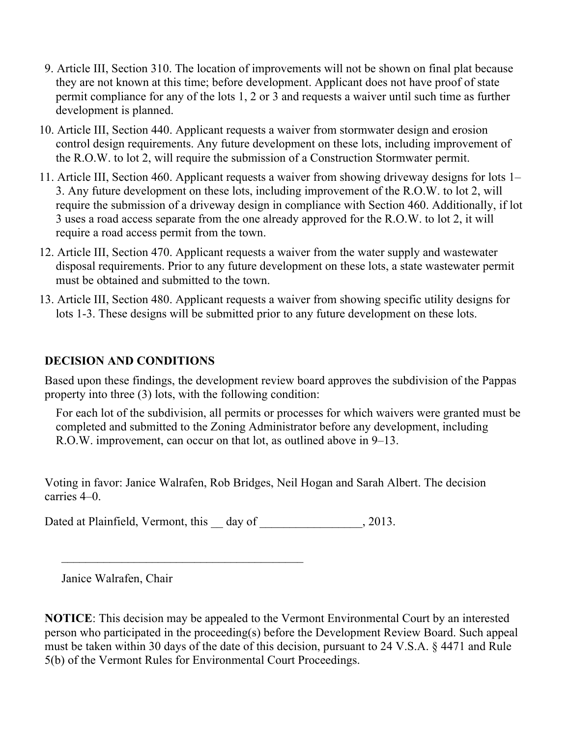9. Article III, Section 310. The location of improvements will not be shown on final plat because they are not known at this time; before development. Applicant does not have proof of state permit compliance for any of the lots 1, 2 or 3 and requests a waiver until such time as further development is planned.
10. Article III, Section 440. Applicant requests a waiver from stormwater design and erosion control design requirements. Any future development on these lots, including improvement of the R.O.W. to lot 2, will require the submission of a Construction Stormwater permit.
11. Article III, Section 460. Applicant requests a waiver from showing driveway designs for lots 1–3. Any future development on these lots, including improvement of the R.O.W. to lot 2, will require the submission of a driveway design in compliance with Section 460. Additionally, if lot 3 uses a road access separate from the one already approved for the R.O.W. to lot 2, it will require a road access permit from the town.
12. Article III, Section 470. Applicant requests a waiver from the water supply and wastewater disposal requirements. Prior to any future development on these lots, a state wastewater permit must be obtained and submitted to the town.
13. Article III, Section 480. Applicant requests a waiver from showing specific utility designs for lots 1-3. These designs will be submitted prior to any future development on these lots.

**DECISION AND CONDITIONS**

Based upon these findings, the development review board approves the subdivision of the Pappas property into three (3) lots, with the following condition:

For each lot of the subdivision, all permits or processes for which waivers were granted must be completed and submitted to the Zoning Administrator before any development, including R.O.W. improvement, can occur on that lot, as outlined above in 9–13.

Voting in favor: Janice Walrafen, Rob Bridges, Neil Hogan and Sarah Albert. The decision carries 4–0.

Dated at Plainfield, Vermont, this __ day of _________________, 2013.

\_\_\_\_\_\_\_\_\_\_\_\_\_\_\_\_\_\_\_\_\_\_\_\_\_\_\_\_\_\_\_\_\_\_\_\_\_\_\_\_\_\_

Janice Walrafen, Chair

**NOTICE**: This decision may be appealed to the Vermont Environmental Court by an interested person who participated in the proceeding(s) before the Development Review Board. Such appeal must be taken within 30 days of the date of this decision, pursuant to 24 V.S.A. § 4471 and Rule 5(b) of the Vermont Rules for Environmental Court Proceedings.